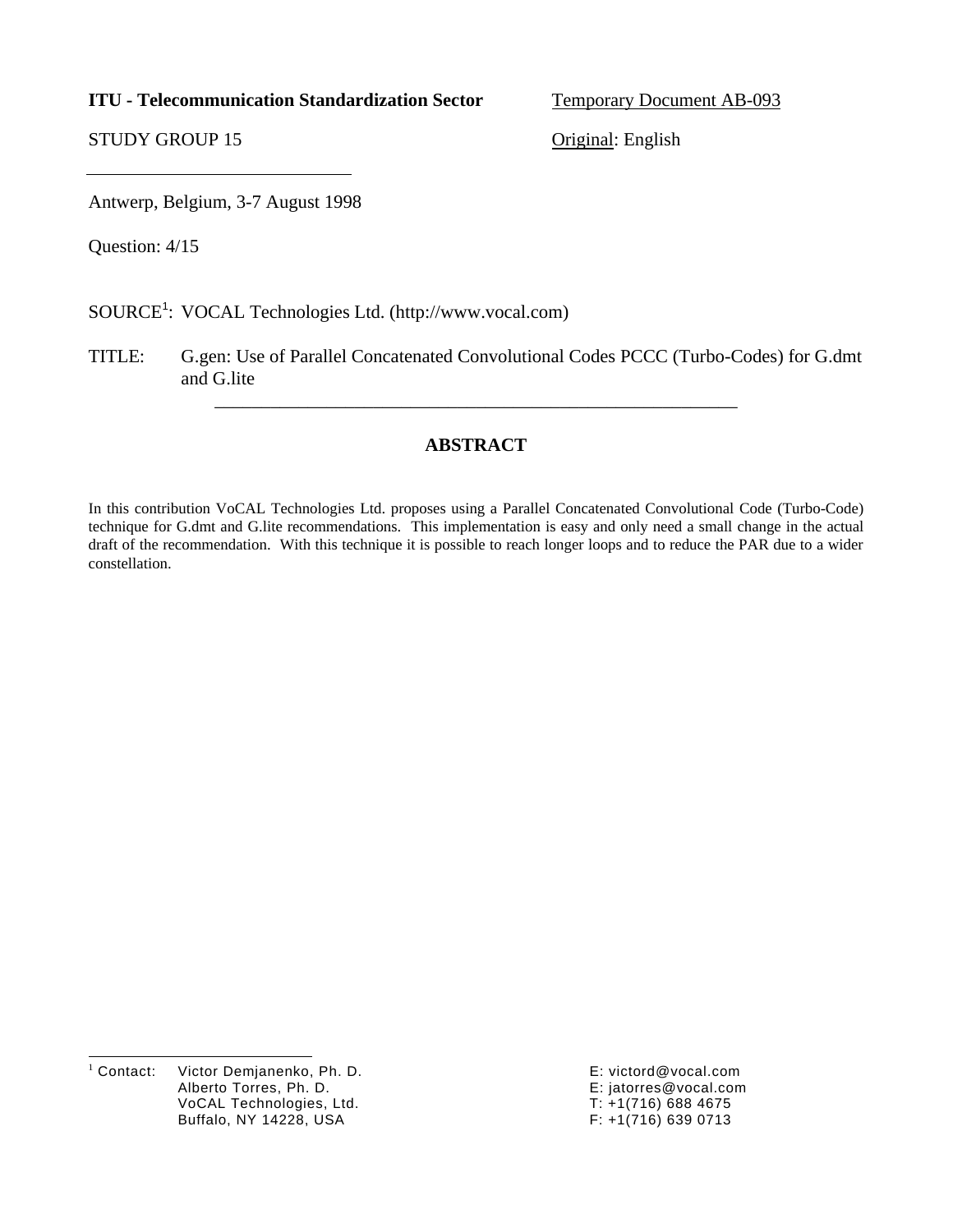**ITU - Telecommunication Standardization Sector** Temporary Document AB-093

STUDY GROUP 15 Original: English

---

Antwerp, Belgium, 3-7 August 1998

Question: 4/15

SOURCE[1]: VOCAL Technologies Ltd. (http://www.vocal.com)

TITLE: G.gen: Use of Parallel Concatenated Convolutional Codes PCCC (Turbo-Codes) for G.dmt and G.lite

---

## ABSTRACT

In this contribution VoCAL Technologies Ltd. proposes using a Parallel Concatenated Convolutional Code (Turbo-Code) technique for G.dmt and G.lite recommendations. This implementation is easy and only need a small change in the actual draft of the recommendation. With this technique it is possible to reach longer loops and to reduce the PAR due to a wider constellation.

---

[1] Contact: Victor Demjanenko, Ph. D. E: victord@vocal.com
Alberto Torres, Ph. D. E: jatorres@vocal.com
VoCAL Technologies, Ltd. T: +1(716) 688 4675
Buffalo, NY 14228, USA F: +1(716) 639 0713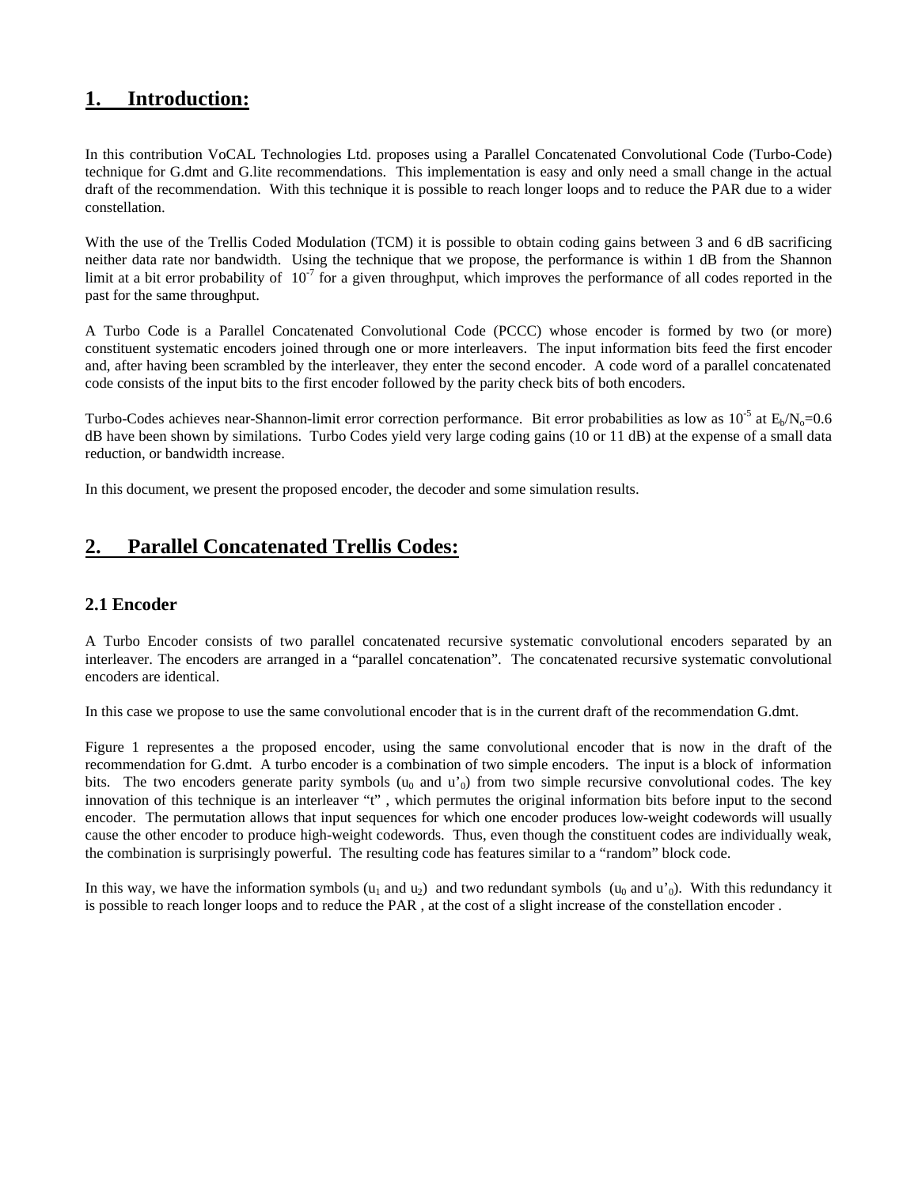## 1. Introduction:

In this contribution VoCAL Technologies Ltd. proposes using a Parallel Concatenated Convolutional Code (Turbo-Code) technique for G.dmt and G.lite recommendations. This implementation is easy and only need a small change in the actual draft of the recommendation. With this technique it is possible to reach longer loops and to reduce the PAR due to a wider constellation.

With the use of the Trellis Coded Modulation (TCM) it is possible to obtain coding gains between 3 and 6 dB sacrificing neither data rate nor bandwidth. Using the technique that we propose, the performance is within 1 dB from the Shannon limit at a bit error probability of $10^{-7}$ for a given throughput, which improves the performance of all codes reported in the past for the same throughput.

A Turbo Code is a Parallel Concatenated Convolutional Code (PCCC) whose encoder is formed by two (or more) constituent systematic encoders joined through one or more interleavers. The input information bits feed the first encoder and, after having been scrambled by the interleaver, they enter the second encoder. A code word of a parallel concatenated code consists of the input bits to the first encoder followed by the parity check bits of both encoders.

Turbo-Codes achieves near-Shannon-limit error correction performance. Bit error probabilities as low as $10^{-5}$ at $E_b/N_o$=0.6 dB have been shown by similations. Turbo Codes yield very large coding gains (10 or 11 dB) at the expense of a small data reduction, or bandwidth increase.

In this document, we present the proposed encoder, the decoder and some simulation results.

## 2. Parallel Concatenated Trellis Codes:

### 2.1 Encoder

A Turbo Encoder consists of two parallel concatenated recursive systematic convolutional encoders separated by an interleaver. The encoders are arranged in a "parallel concatenation". The concatenated recursive systematic convolutional encoders are identical.

In this case we propose to use the same convolutional encoder that is in the current draft of the recommendation G.dmt.

Figure 1 representes a the proposed encoder, using the same convolutional encoder that is now in the draft of the recommendation for G.dmt. A turbo encoder is a combination of two simple encoders. The input is a block of information bits. The two encoders generate parity symbols ($u_0$ and $u'_0$) from two simple recursive convolutional codes. The key innovation of this technique is an interleaver "t" , which permutes the original information bits before input to the second encoder. The permutation allows that input sequences for which one encoder produces low-weight codewords will usually cause the other encoder to produce high-weight codewords. Thus, even though the constituent codes are individually weak, the combination is surprisingly powerful. The resulting code has features similar to a "random" block code.

In this way, we have the information symbols ($u_1$ and $u_2$) and two redundant symbols ($u_0$ and $u'_0$). With this redundancy it is possible to reach longer loops and to reduce the PAR , at the cost of a slight increase of the constellation encoder .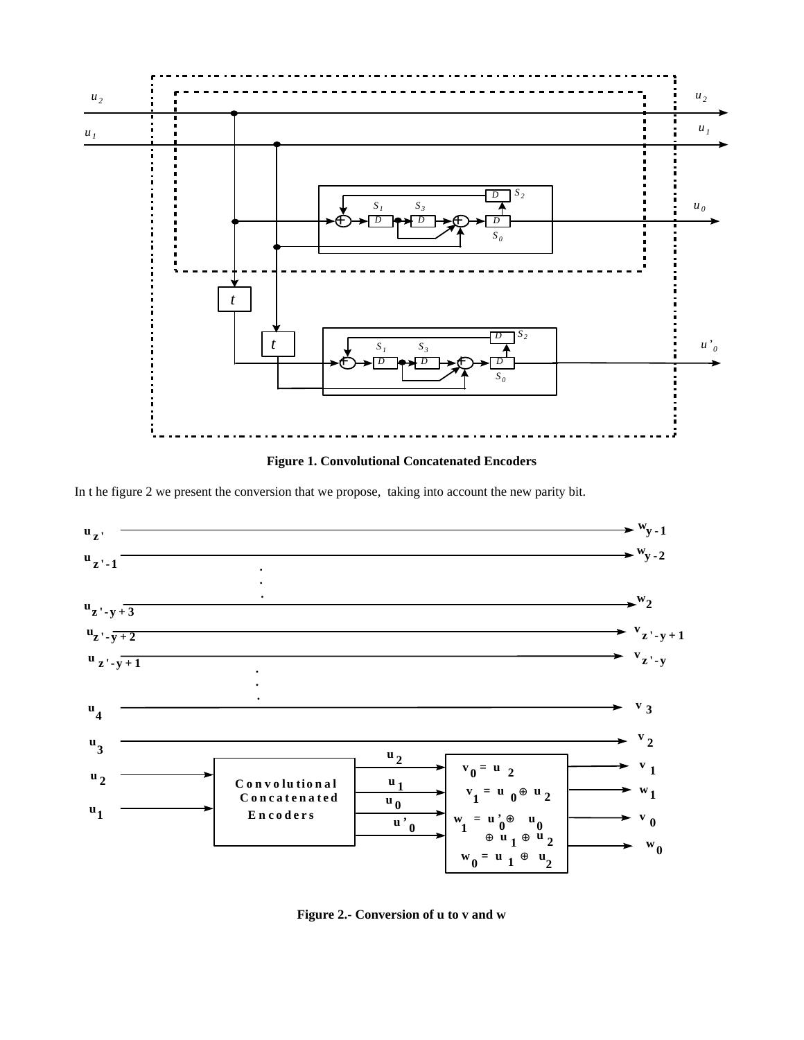**Figure 1. Convolutional Concatenated Encoders**

In t he figure 2 we present the conversion that we propose, taking into account the new parity bit.

**Figure 2.- Conversion of u to v and w**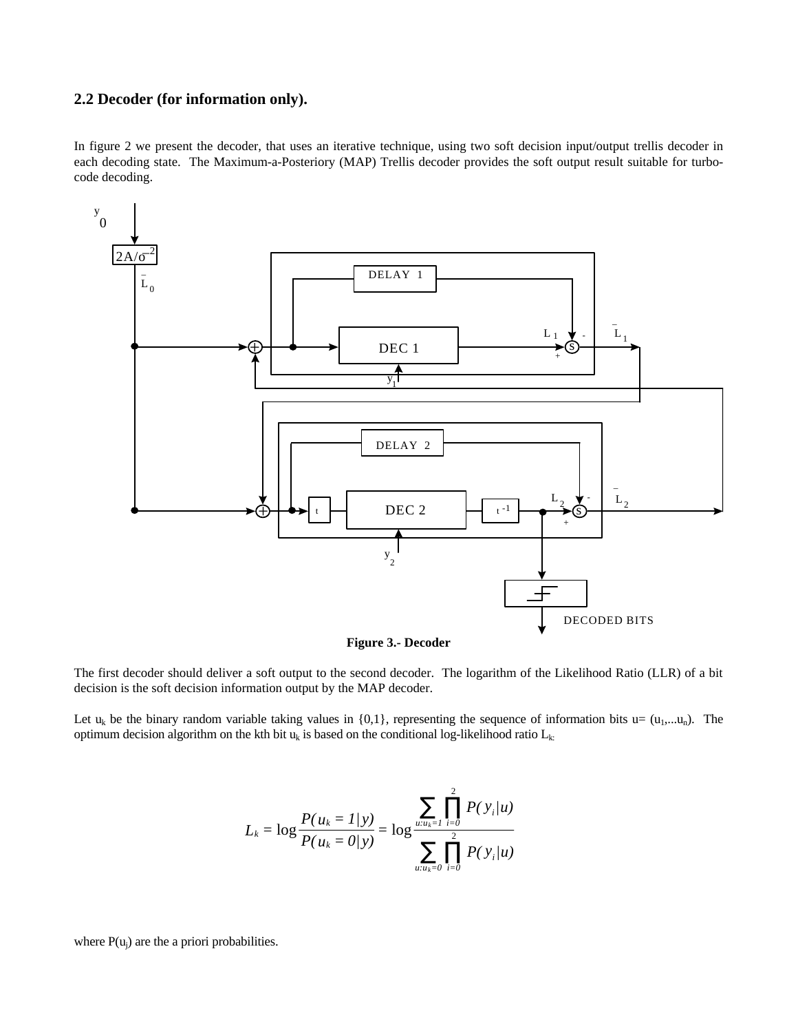## 2.2 Decoder (for information only).

In figure 2 we present the decoder, that uses an iterative technique, using two soft decision input/output trellis decoder in each decoding state. The Maximum-a-Posteriory (MAP) Trellis decoder provides the soft output result suitable for turbo-code decoding.

**Figure 3.- Decoder**

The first decoder should deliver a soft output to the second decoder. The logarithm of the Likelihood Ratio (LLR) of a bit decision is the soft decision information output by the MAP decoder.

Let $u_k$ be the binary random variable taking values in {0,1}, representing the sequence of information bits u= ($u_1$,...$u_n$). The optimum decision algorithm on the kth bit $u_k$ is based on the conditional log-likelihood ratio $L_k$:

$$L_k = \log \frac{P(u_k = 1|y)}{P(u_k = 0|y)} = \log \frac{\sum_{u:u_k=1} \prod_{i=0}^{2} P(y_i|u)}{\sum_{u:u_k=0} \prod_{i=0}^{2} P(y_i|u)}$$

where $P(u_j)$ are the a priori probabilities.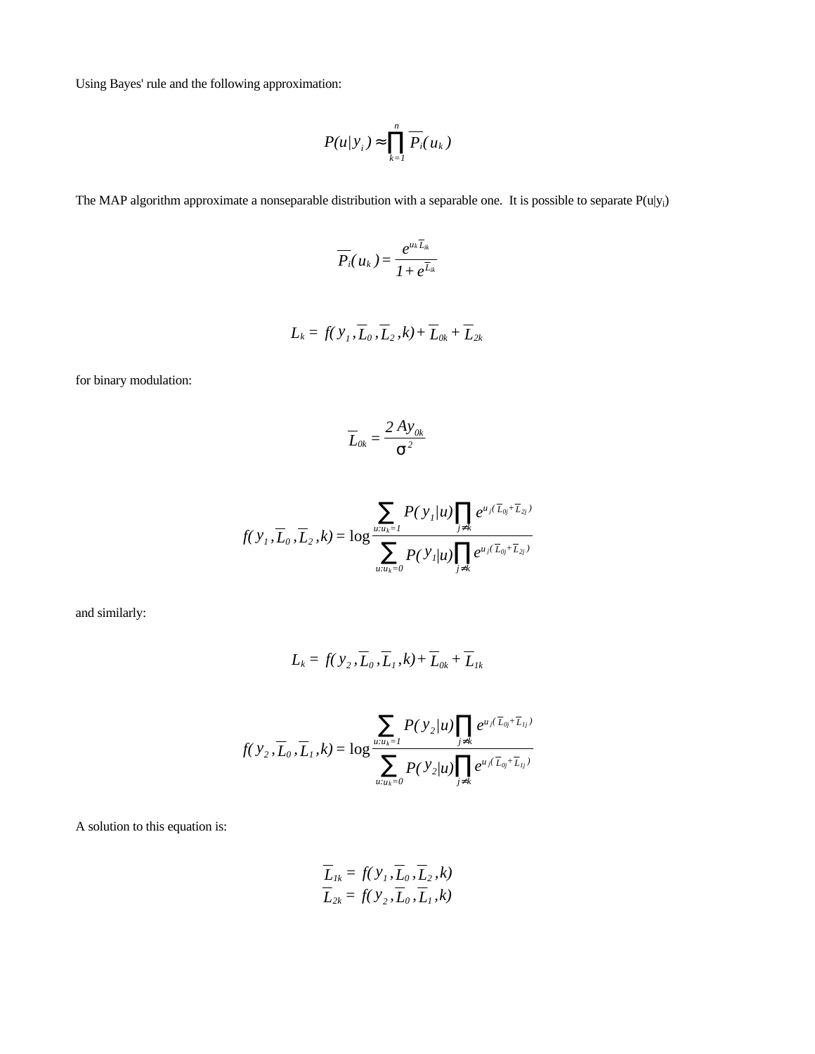Using Bayes' rule and the following approximation:

$$P(u|y_i) \approx \prod_{k=1}^{n} \overline{P_i}(u_k)$$

The MAP algorithm approximate a nonseparable distribution with a separable one. It is possible to separate $P(u|y_i)$

$$\overline{P_i}(u_k) = \frac{e^{u_k \overline{L}_{ik}}}{1 + e^{\overline{L}_{ik}}}$$

$$L_k = f(y_1, \overline{L}_0, \overline{L}_2, k) + \overline{L}_{0k} + \overline{L}_{2k}$$

for binary modulation:

$$\overline{L}_{0k} = \frac{2Ay_{0k}}{\sigma^2}$$

$$f(y_1, \overline{L}_0, \overline{L}_2, k) = \log \frac{\sum_{u:u_k=1} P(y_1|u) \prod_{j \neq k} e^{u_j(\overline{L}_{0j} + \overline{L}_{2j})}}{\sum_{u:u_k=0} P(y_1|u) \prod_{j \neq k} e^{u_j(\overline{L}_{0j} + \overline{L}_{2j})}}$$

and similarly:

$$L_k = f(y_2, \overline{L}_0, \overline{L}_1, k) + \overline{L}_{0k} + \overline{L}_{1k}$$

$$f(y_2, \overline{L}_0, \overline{L}_1, k) = \log \frac{\sum_{u:u_k=1} P(y_2|u) \prod_{j \neq k} e^{u_j(\overline{L}_{0j} + \overline{L}_{1j})}}{\sum_{u:u_k=0} P(y_2|u) \prod_{j \neq k} e^{u_j(\overline{L}_{0j} + \overline{L}_{1j})}}$$

A solution to this equation is:

$$\overline{L}_{1k} = f(y_1, \overline{L}_0, \overline{L}_2, k)$$
$$\overline{L}_{2k} = f(y_2, \overline{L}_0, \overline{L}_1, k)$$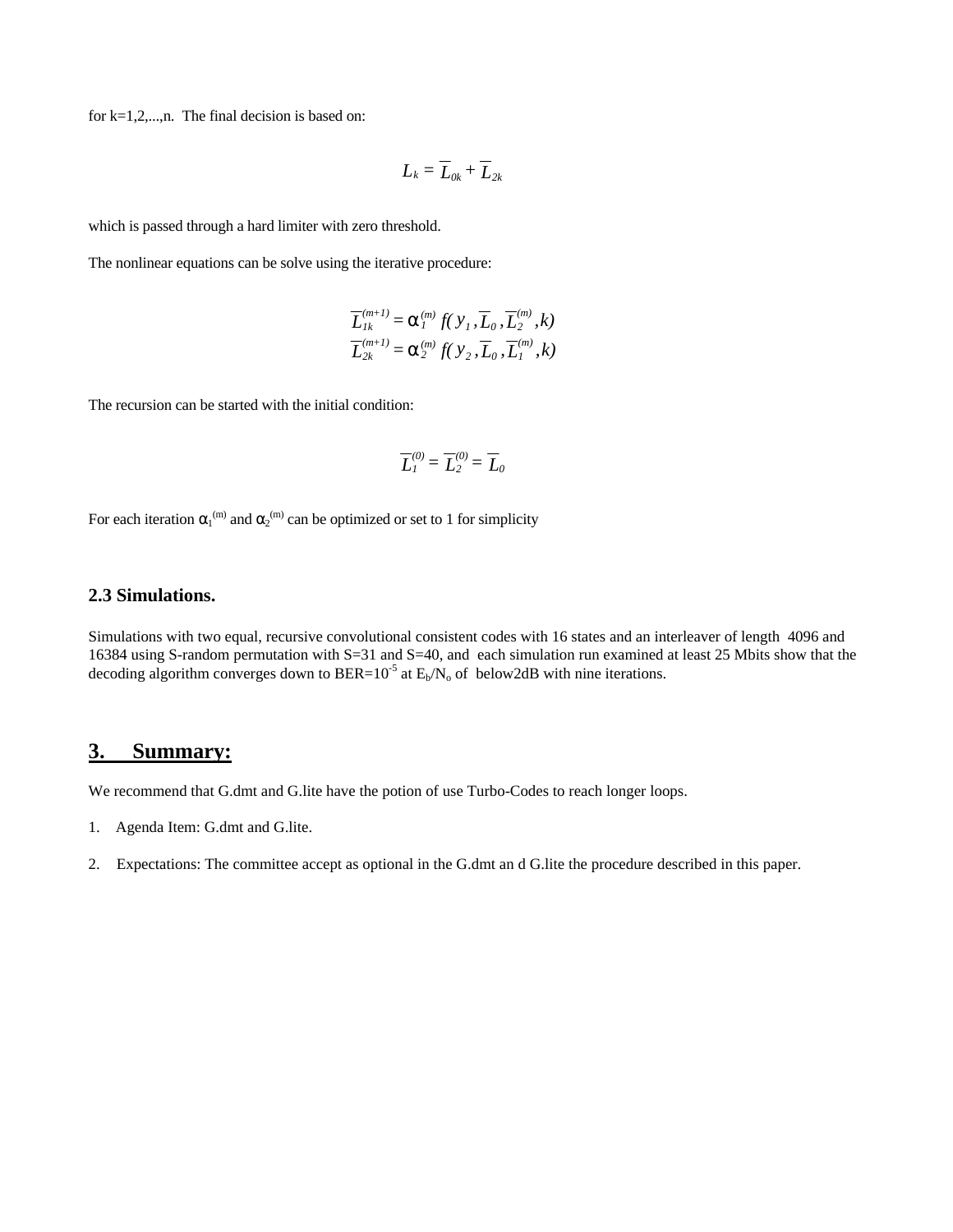for k=1,2,...,n. The final decision is based on:

$$L_k = \overline{L}_{0k} + \overline{L}_{2k}$$

which is passed through a hard limiter with zero threshold.

The nonlinear equations can be solve using the iterative procedure:

$$\overline{L}_{1k}^{(m+1)} = \alpha_1^{(m)} f(y_1, \overline{L}_0, \overline{L}_2^{(m)}, k)$$
$$\overline{L}_{2k}^{(m+1)} = \alpha_2^{(m)} f(y_2, \overline{L}_0, \overline{L}_1^{(m)}, k)$$

The recursion can be started with the initial condition:

$$\overline{L}_1^{(0)} = \overline{L}_2^{(0)} = \overline{L}_0$$

For each iteration $\alpha_1^{(m)}$ and $\alpha_2^{(m)}$ can be optimized or set to 1 for simplicity

### 2.3 Simulations.

Simulations with two equal, recursive convolutional consistent codes with 16 states and an interleaver of length 4096 and 16384 using S-random permutation with S=31 and S=40, and each simulation run examined at least 25 Mbits show that the decoding algorithm converges down to BER=$10^{-5}$ at $E_b/N_o$ of below2dB with nine iterations.

## 3. Summary:

We recommend that G.dmt and G.lite have the potion of use Turbo-Codes to reach longer loops.

1. Agenda Item: G.dmt and G.lite.

2. Expectations: The committee accept as optional in the G.dmt an d G.lite the procedure described in this paper.